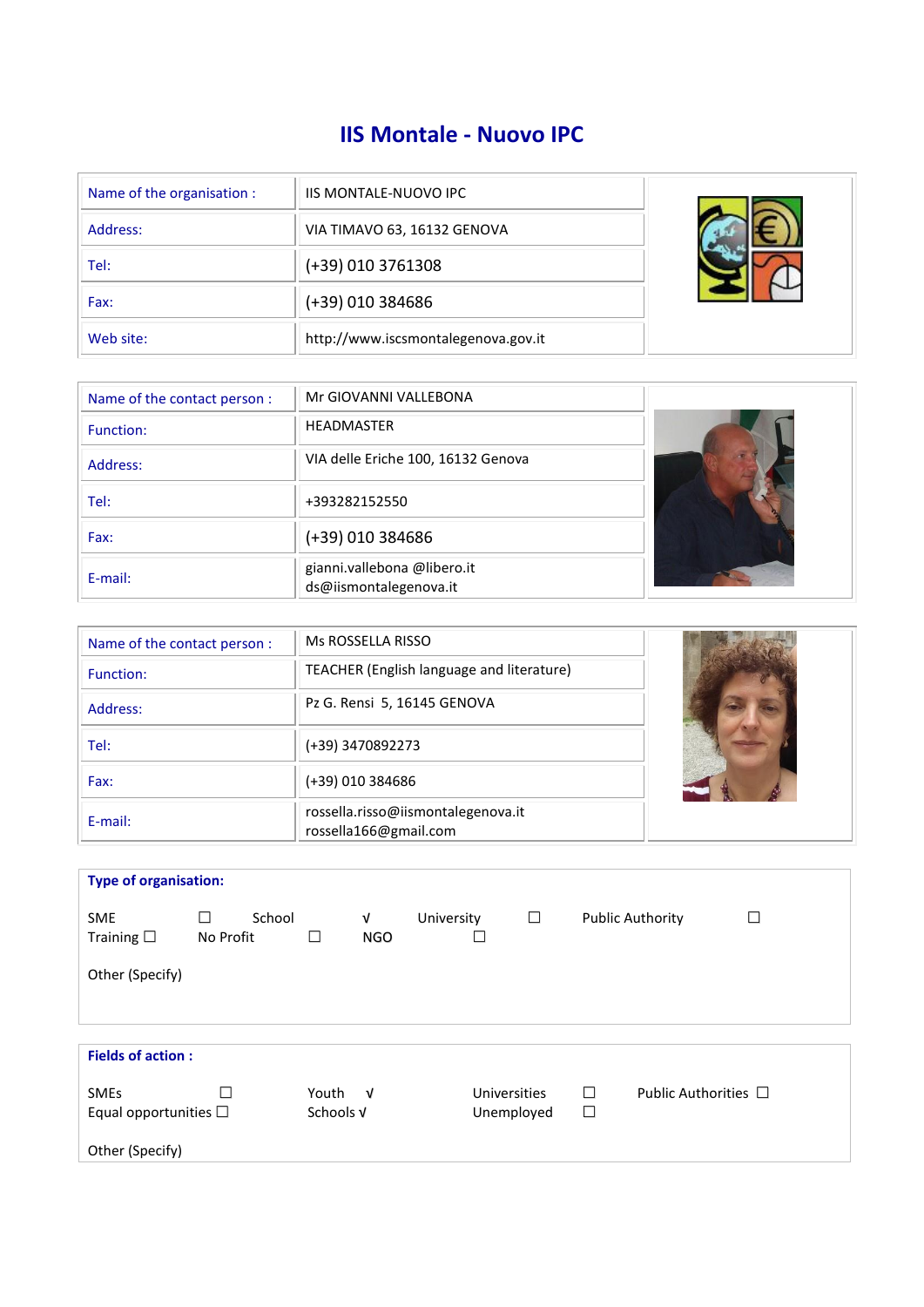# IIS Montale - Nuovo IPC

| Name of the organisation : | IIS MONTALE-NUOVO IPC |
|---|---|
| Address: | VIA TIMAVO 63, 16132 GENOVA |
| Tel: | (+39) 010 3761308 |
| Fax: | (+39) 010 384686 |
| Web site: | http://www.iscsmontalegenova.gov.it |

| Name of the contact person : | Mr GIOVANNI VALLEBONA |
|---|---|
| Function: | HEADMASTER |
| Address: | VIA delle Eriche 100, 16132 Genova |
| Tel: | +393282152550 |
| Fax: | (+39) 010 384686 |
| E-mail: | gianni.vallebona @libero.it<br>ds@iismontalegenova.it |

| Name of the contact person : | Ms ROSSELLA RISSO |
|---|---|
| Function: | TEACHER (English language and literature) |
| Address: | Pz G. Rensi 5, 16145 GENOVA |
| Tel: | (+39) 3470892273 |
| Fax: | (+39) 010 384686 |
| E-mail: | rossella.risso@iismontalegenova.it<br>rossella166@gmail.com |

**Type of organisation:**

SME ☐ School √ University ☐ Public Authority ☐
Training ☐ No Profit ☐ NGO ☐

Other (Specify)

**Fields of action :**

SMEs ☐ Youth √ Universities ☐ Public Authorities ☐
Equal opportunities ☐ Schools √ Unemployed ☐

Other (Specify)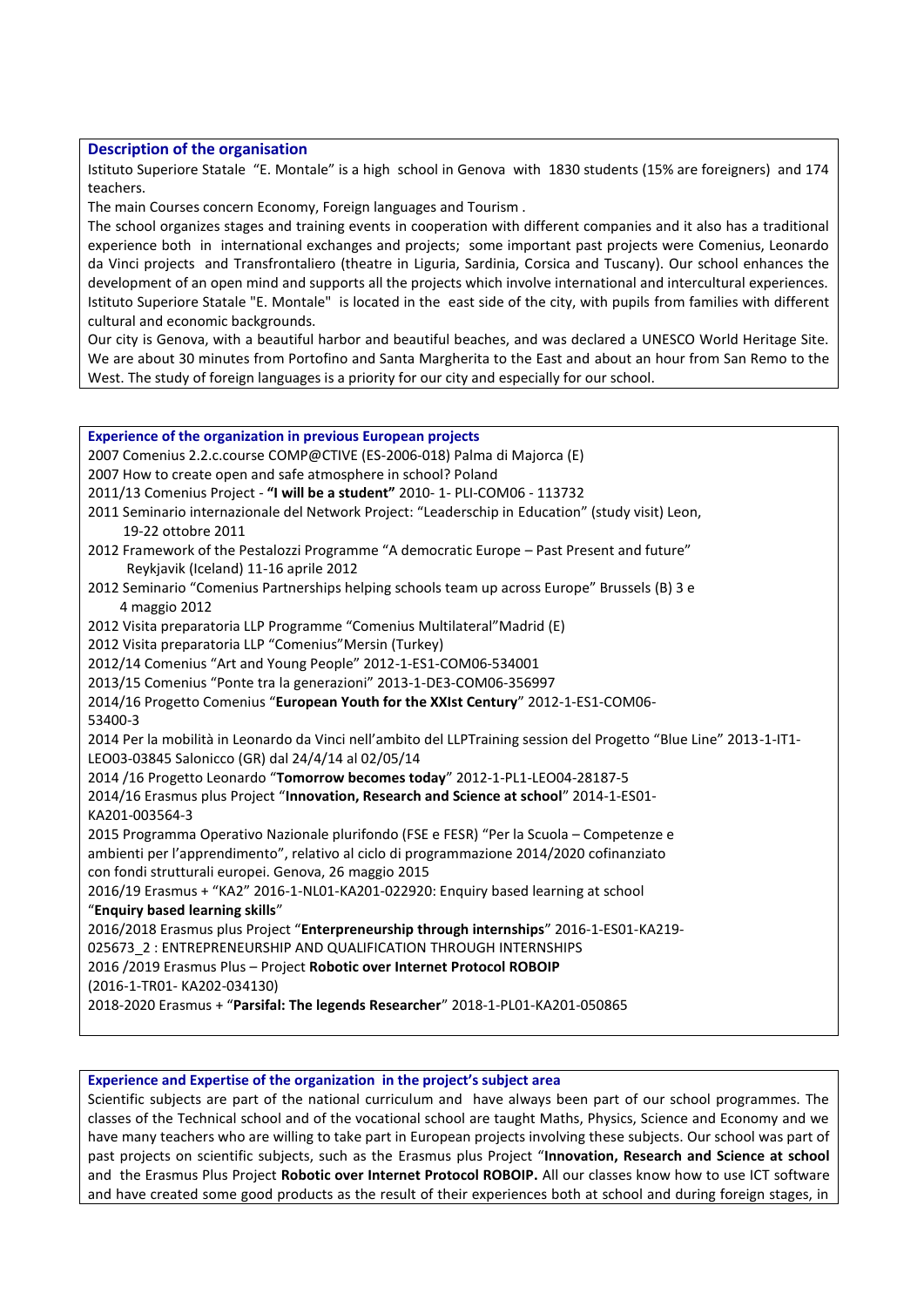## Description of the organisation

Istituto Superiore Statale "E. Montale" is a high school in Genova with 1830 students (15% are foreigners) and 174 teachers.

The main Courses concern Economy, Foreign languages and Tourism .

The school organizes stages and training events in cooperation with different companies and it also has a traditional experience both in international exchanges and projects; some important past projects were Comenius, Leonardo da Vinci projects and Transfrontaliero (theatre in Liguria, Sardinia, Corsica and Tuscany). Our school enhances the development of an open mind and supports all the projects which involve international and intercultural experiences. Istituto Superiore Statale "E. Montale" is located in the east side of the city, with pupils from families with different cultural and economic backgrounds.

Our city is Genova, with a beautiful harbor and beautiful beaches, and was declared a UNESCO World Heritage Site. We are about 30 minutes from Portofino and Santa Margherita to the East and about an hour from San Remo to the West. The study of foreign languages is a priority for our city and especially for our school.

## Experience of the organization in previous European projects

2007 Comenius 2.2.c.course COMP@CTIVE (ES-2006-018) Palma di Majorca (E)

2007 How to create open and safe atmosphere in school? Poland

2011/13 Comenius Project - **"I will be a student"** 2010- 1- PLI-COM06 - 113732

2011 Seminario internazionale del Network Project: "Leaderschip in Education" (study visit) Leon, 19-22 ottobre 2011

2012 Framework of the Pestalozzi Programme "A democratic Europe – Past Present and future" Reykjavik (Iceland) 11-16 aprile 2012

2012 Seminario "Comenius Partnerships helping schools team up across Europe" Brussels (B) 3 e 4 maggio 2012

2012 Visita preparatoria LLP Programme "Comenius Multilateral"Madrid (E)

2012 Visita preparatoria LLP "Comenius"Mersin (Turkey)

2012/14 Comenius "Art and Young People" 2012-1-ES1-COM06-534001

2013/15 Comenius "Ponte tra la generazioni" 2013-1-DE3-COM06-356997

2014/16 Progetto Comenius "**European Youth for the XXIst Century**" 2012-1-ES1-COM06-53400-3

2014 Per la mobilità in Leonardo da Vinci nell'ambito del LLPTraining session del Progetto "Blue Line" 2013-1-IT1-LEO03-03845 Salonicco (GR) dal 24/4/14 al 02/05/14

2014 /16 Progetto Leonardo "**Tomorrow becomes today**" 2012-1-PL1-LEO04-28187-5

2014/16 Erasmus plus Project "**Innovation, Research and Science at school**" 2014-1-ES01-KA201-003564-3

2015 Programma Operativo Nazionale plurifondo (FSE e FESR) "Per la Scuola – Competenze e ambienti per l'apprendimento", relativo al ciclo di programmazione 2014/2020 cofinanziato con fondi strutturali europei. Genova, 26 maggio 2015

2016/19 Erasmus + "KA2" 2016-1-NL01-KA201-022920: Enquiry based learning at school "**Enquiry based learning skills**"

2016/2018 Erasmus plus Project "**Enterpreneurship through internships**" 2016-1-ES01-KA219-025673_2 : ENTREPRENEURSHIP AND QUALIFICATION THROUGH INTERNSHIPS

2016 /2019 Erasmus Plus – Project **Robotic over Internet Protocol ROBOIP** (2016-1-TR01- KA202-034130)

2018-2020 Erasmus + "**Parsifal: The legends Researcher**" 2018-1-PL01-KA201-050865

## Experience and Expertise of the organization in the project's subject area

Scientific subjects are part of the national curriculum and have always been part of our school programmes. The classes of the Technical school and of the vocational school are taught Maths, Physics, Science and Economy and we have many teachers who are willing to take part in European projects involving these subjects. Our school was part of past projects on scientific subjects, such as the Erasmus plus Project "**Innovation, Research and Science at school** and the Erasmus Plus Project **Robotic over Internet Protocol ROBOIP.** All our classes know how to use ICT software and have created some good products as the result of their experiences both at school and during foreign stages, in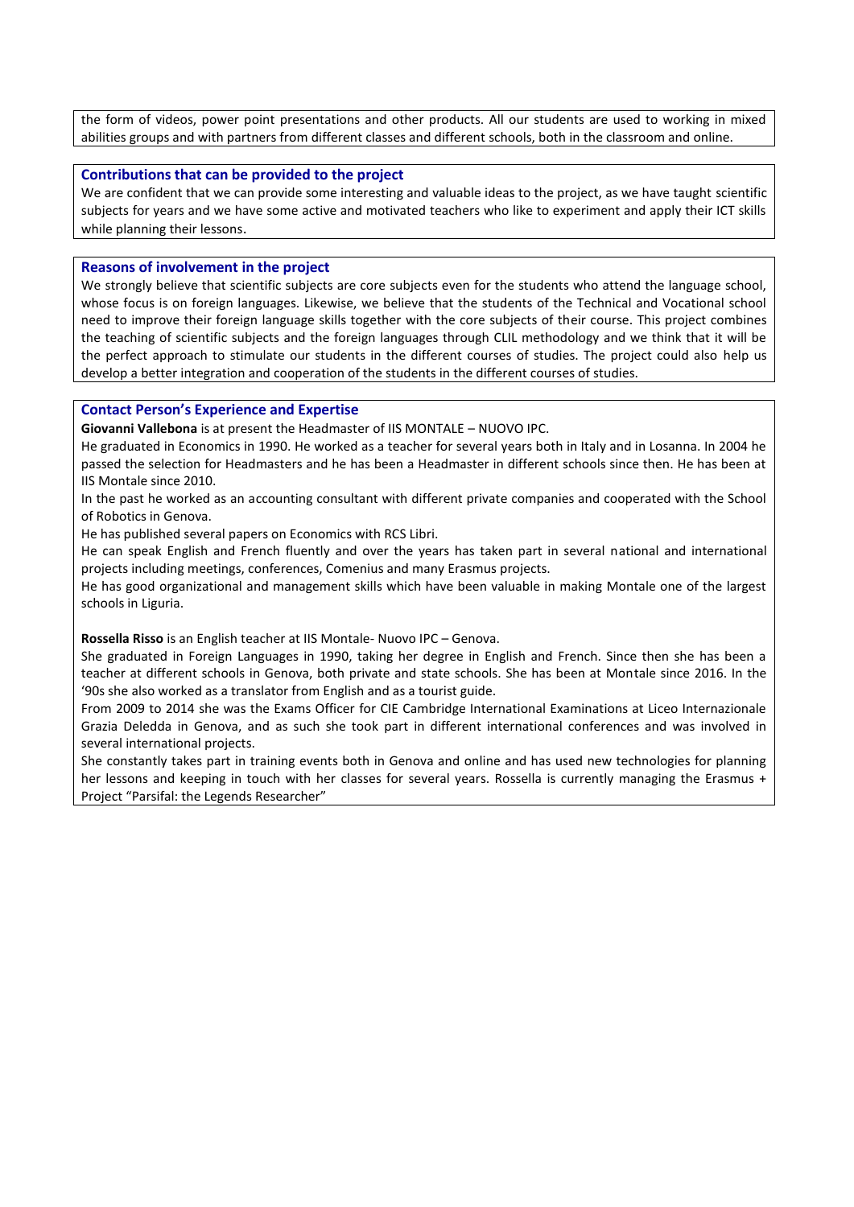the form of videos, power point presentations and other products. All our students are used to working in mixed abilities groups and with partners from different classes and different schools, both in the classroom and online.

### Contributions that can be provided to the project

We are confident that we can provide some interesting and valuable ideas to the project, as we have taught scientific subjects for years and we have some active and motivated teachers who like to experiment and apply their ICT skills while planning their lessons.

### Reasons of involvement in the project

We strongly believe that scientific subjects are core subjects even for the students who attend the language school, whose focus is on foreign languages. Likewise, we believe that the students of the Technical and Vocational school need to improve their foreign language skills together with the core subjects of their course. This project combines the teaching of scientific subjects and the foreign languages through CLIL methodology and we think that it will be the perfect approach to stimulate our students in the different courses of studies. The project could also help us develop a better integration and cooperation of the students in the different courses of studies.

### Contact Person's Experience and Expertise

**Giovanni Vallebona** is at present the Headmaster of IIS MONTALE – NUOVO IPC.

He graduated in Economics in 1990. He worked as a teacher for several years both in Italy and in Losanna. In 2004 he passed the selection for Headmasters and he has been a Headmaster in different schools since then. He has been at IIS Montale since 2010.

In the past he worked as an accounting consultant with different private companies and cooperated with the School of Robotics in Genova.

He has published several papers on Economics with RCS Libri.

He can speak English and French fluently and over the years has taken part in several national and international projects including meetings, conferences, Comenius and many Erasmus projects.

He has good organizational and management skills which have been valuable in making Montale one of the largest schools in Liguria.

**Rossella Risso** is an English teacher at IIS Montale- Nuovo IPC – Genova.

She graduated in Foreign Languages in 1990, taking her degree in English and French. Since then she has been a teacher at different schools in Genova, both private and state schools. She has been at Montale since 2016. In the '90s she also worked as a translator from English and as a tourist guide.

From 2009 to 2014 she was the Exams Officer for CIE Cambridge International Examinations at Liceo Internazionale Grazia Deledda in Genova, and as such she took part in different international conferences and was involved in several international projects.

She constantly takes part in training events both in Genova and online and has used new technologies for planning her lessons and keeping in touch with her classes for several years. Rossella is currently managing the Erasmus + Project "Parsifal: the Legends Researcher"